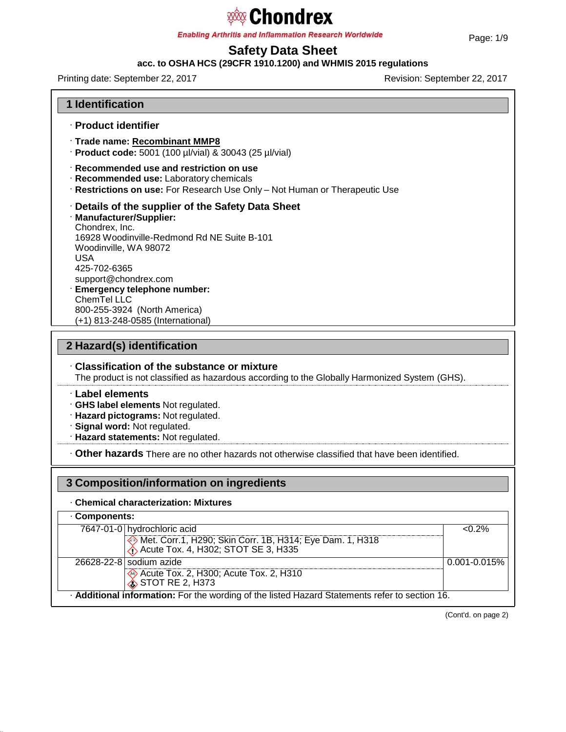# Safety Data Sheet

**acc. to OSHA HCS (29CFR 1910.1200) and WHMIS 2015 regulations**

Printing date: September 22, 2017 Revision: September 22, 2017

## 1 Identification

· **Product identifier**

· **Trade name: Recombinant MMP8**
· **Product code:** 5001 (100 µl/vial) & 30043 (25 µl/vial)

· **Recommended use and restriction on use**
· **Recommended use:** Laboratory chemicals
· **Restrictions on use:** For Research Use Only – Not Human or Therapeutic Use

· **Details of the supplier of the Safety Data Sheet**
· **Manufacturer/Supplier:**
Chondrex, Inc.
16928 Woodinville-Redmond Rd NE Suite B-101
Woodinville, WA 98072
USA
425-702-6365
support@chondrex.com
· **Emergency telephone number:**
ChemTel LLC
800-255-3924 (North America)
(+1) 813-248-0585 (International)

## 2 Hazard(s) identification

· **Classification of the substance or mixture**
The product is not classified as hazardous according to the Globally Harmonized System (GHS).

· **Label elements**
· **GHS label elements** Not regulated.
· **Hazard pictograms:** Not regulated.
· **Signal word:** Not regulated.
· **Hazard statements:** Not regulated.

· **Other hazards** There are no other hazards not otherwise classified that have been identified.

## 3 Composition/information on ingredients

· **Chemical characterization: Mixtures**

| · **Components:** | | |
|---|---|---|
| 7647-01-0 | hydrochloric acid<br>Met. Corr.1, H290; Skin Corr. 1B, H314; Eye Dam. 1, H318<br>Acute Tox. 4, H302; STOT SE 3, H335 | <0.2% |
| 26628-22-8 | sodium azide<br>Acute Tox. 2, H300; Acute Tox. 2, H310<br>STOT RE 2, H373 | 0.001-0.015% |

· **Additional information:** For the wording of the listed Hazard Statements refer to section 16.

(Cont'd. on page 2)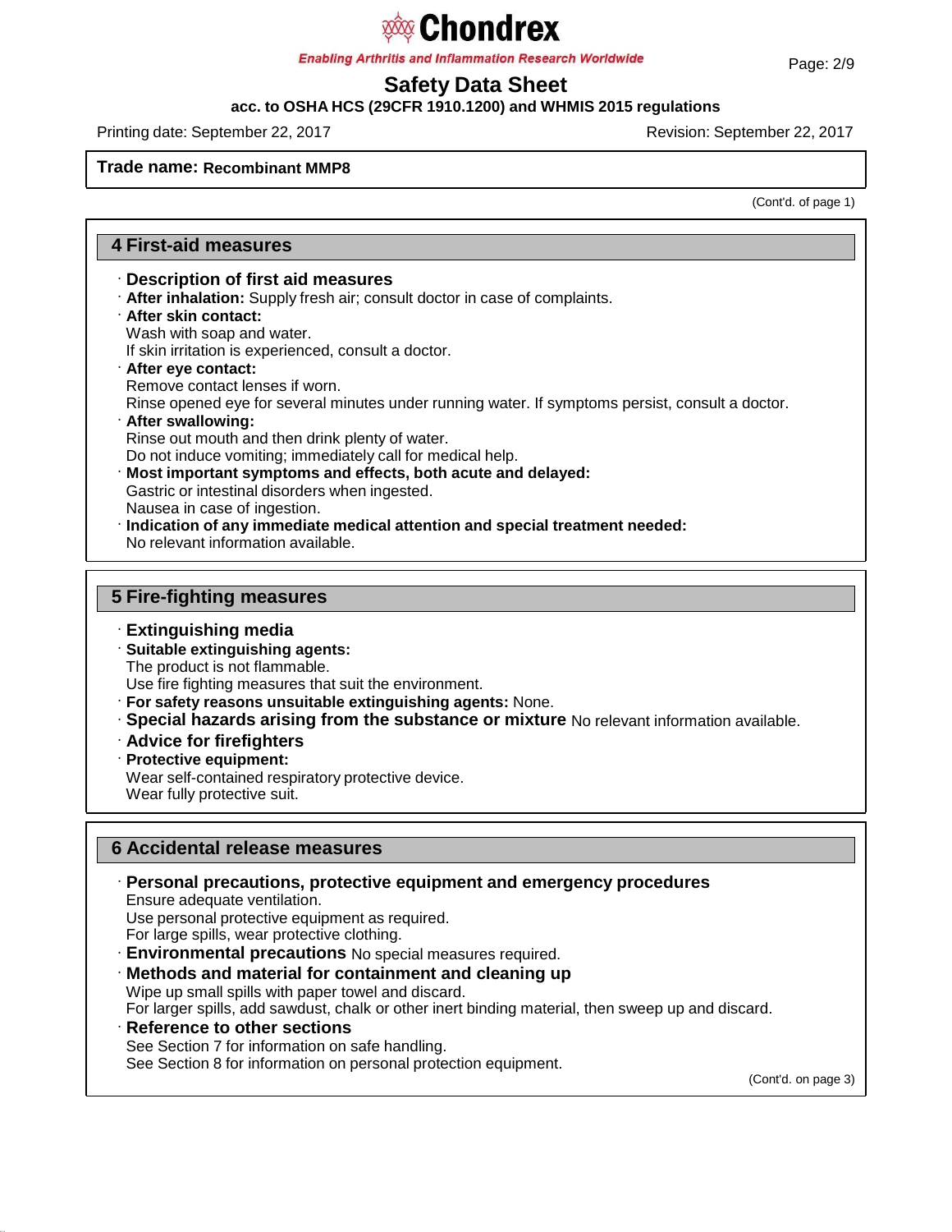**Trade name: Recombinant MMP8**

(Cont'd. of page 1)

## 4 First-aid measures

- **Description of first aid measures**
- **After inhalation:** Supply fresh air; consult doctor in case of complaints.
- **After skin contact:**
  Wash with soap and water.
  If skin irritation is experienced, consult a doctor.
- **After eye contact:**
  Remove contact lenses if worn.
  Rinse opened eye for several minutes under running water. If symptoms persist, consult a doctor.
- **After swallowing:**
  Rinse out mouth and then drink plenty of water.
  Do not induce vomiting; immediately call for medical help.
- **Most important symptoms and effects, both acute and delayed:**
  Gastric or intestinal disorders when ingested.
  Nausea in case of ingestion.
- **Indication of any immediate medical attention and special treatment needed:**
  No relevant information available.

## 5 Fire-fighting measures

- **Extinguishing media**
- **Suitable extinguishing agents:**
  The product is not flammable.
  Use fire fighting measures that suit the environment.
- **For safety reasons unsuitable extinguishing agents:** None.
- **Special hazards arising from the substance or mixture** No relevant information available.
- **Advice for firefighters**
- **Protective equipment:**
  Wear self-contained respiratory protective device.
  Wear fully protective suit.

## 6 Accidental release measures

- **Personal precautions, protective equipment and emergency procedures**
  Ensure adequate ventilation.
  Use personal protective equipment as required.
  For large spills, wear protective clothing.
- **Environmental precautions** No special measures required.
- **Methods and material for containment and cleaning up**
  Wipe up small spills with paper towel and discard.
  For larger spills, add sawdust, chalk or other inert binding material, then sweep up and discard.
- **Reference to other sections**
  See Section 7 for information on safe handling.
  See Section 8 for information on personal protection equipment.

(Cont'd. on page 3)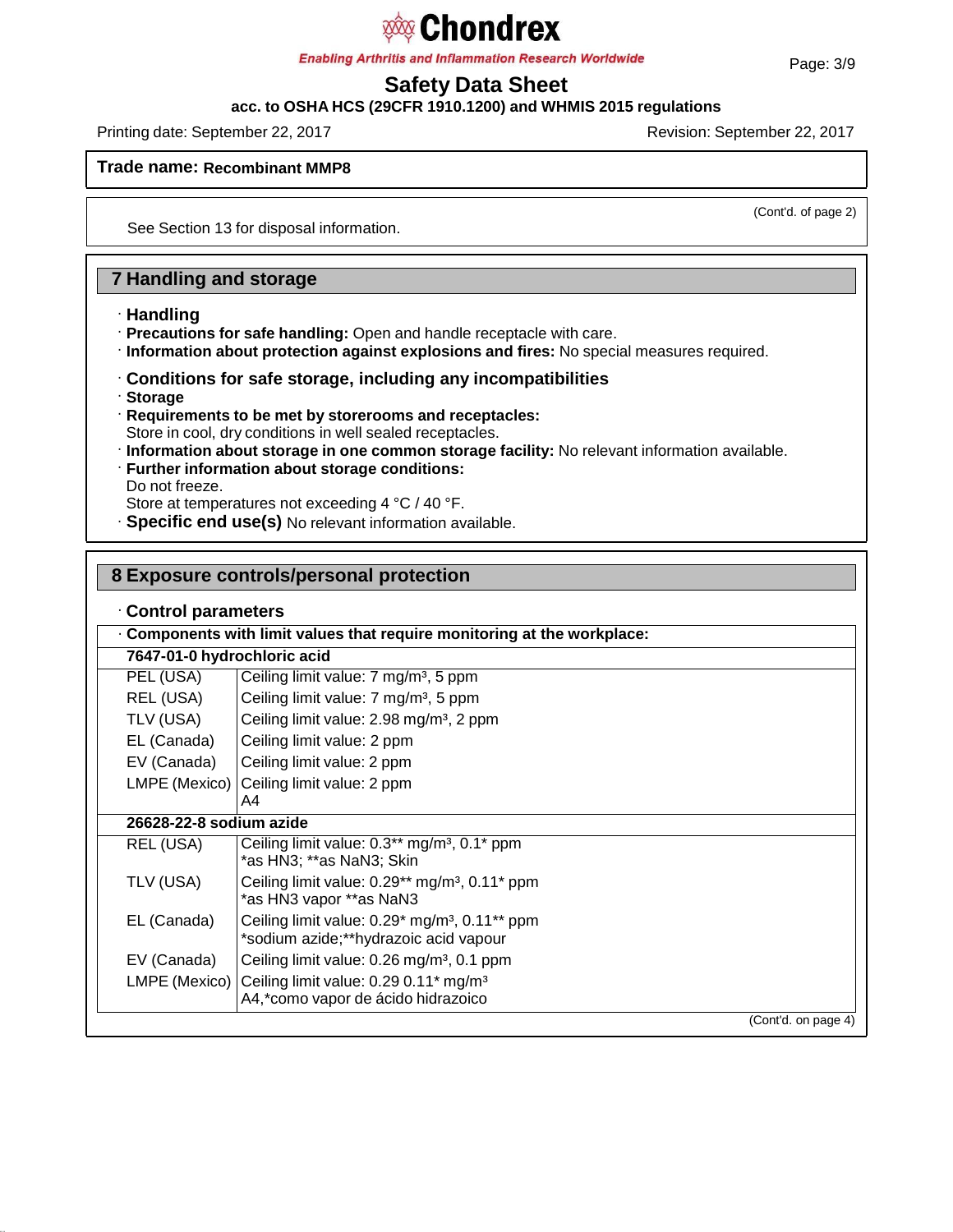Trade name: **Recombinant MMP8**

(Cont'd. of page 2)

See Section 13 for disposal information.

## 7 Handling and storage

### · Handling

· **Precautions for safe handling:** Open and handle receptacle with care.
· **Information about protection against explosions and fires:** No special measures required.

### · Conditions for safe storage, including any incompatibilities

· **Storage**
· **Requirements to be met by storerooms and receptacles:**
Store in cool, dry conditions in well sealed receptacles.
· **Information about storage in one common storage facility:** No relevant information available.
· **Further information about storage conditions:**
Do not freeze.
Store at temperatures not exceeding 4 °C / 40 °F.
· **Specific end use(s)** No relevant information available.

## 8 Exposure controls/personal protection

### · Control parameters

· **Components with limit values that require monitoring at the workplace:**

| **7647-01-0 hydrochloric acid** | |
|---|---|
| PEL (USA) | Ceiling limit value: 7 mg/m³, 5 ppm |
| REL (USA) | Ceiling limit value: 7 mg/m³, 5 ppm |
| TLV (USA) | Ceiling limit value: 2.98 mg/m³, 2 ppm |
| EL (Canada) | Ceiling limit value: 2 ppm |
| EV (Canada) | Ceiling limit value: 2 ppm |
| LMPE (Mexico) | Ceiling limit value: 2 ppm<br>A4 |
| **26628-22-8 sodium azide** | |
| REL (USA) | Ceiling limit value: 0.3** mg/m³, 0.1* ppm<br>*as HN3; **as NaN3; Skin |
| TLV (USA) | Ceiling limit value: 0.29** mg/m³, 0.11* ppm<br>*as HN3 vapor **as NaN3 |
| EL (Canada) | Ceiling limit value: 0.29* mg/m³, 0.11** ppm<br>*sodium azide;**hydrazoic acid vapour |
| EV (Canada) | Ceiling limit value: 0.26 mg/m³, 0.1 ppm |
| LMPE (Mexico) | Ceiling limit value: 0.29 0.11* mg/m³<br>A4,*como vapor de ácido hidrazoico |

(Cont'd. on page 4)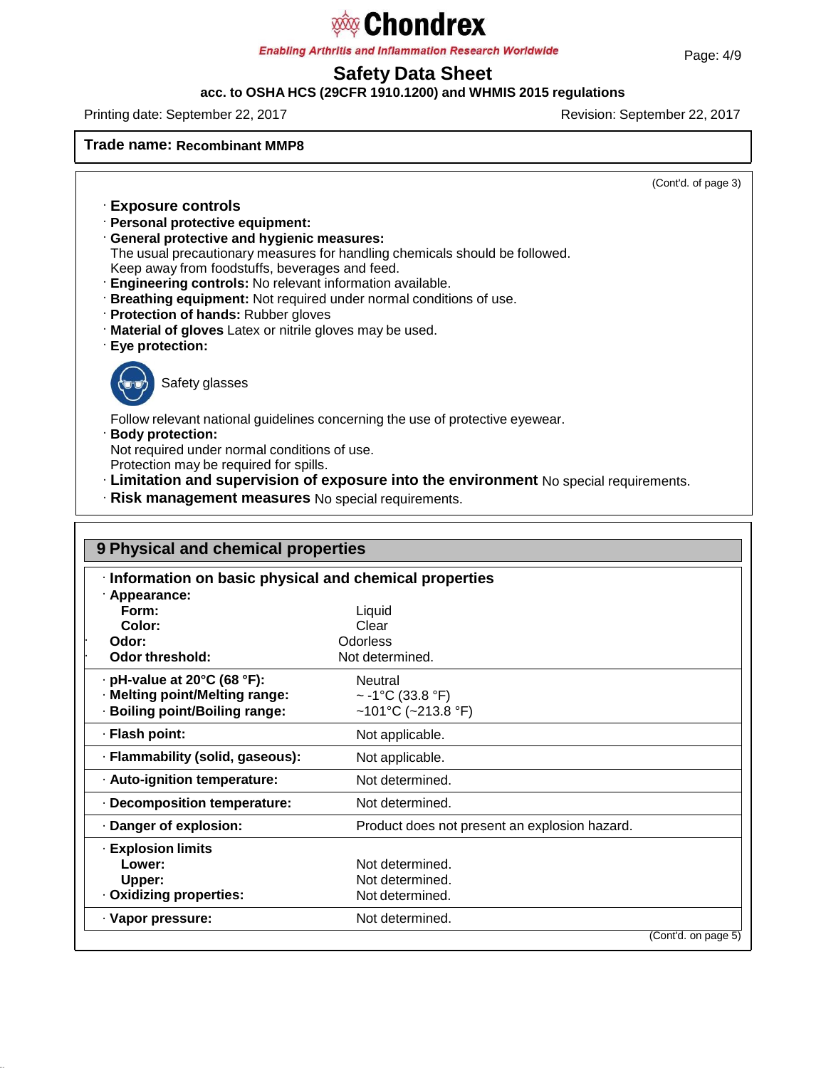**Trade name: Recombinant MMP8**

(Cont'd. of page 3)

· **Exposure controls**
· **Personal protective equipment:**
· **General protective and hygienic measures:**
The usual precautionary measures for handling chemicals should be followed.
Keep away from foodstuffs, beverages and feed.
· **Engineering controls:** No relevant information available.
· **Breathing equipment:** Not required under normal conditions of use.
· **Protection of hands:** Rubber gloves
· **Material of gloves** Latex or nitrile gloves may be used.
· **Eye protection:**

Safety glasses

Follow relevant national guidelines concerning the use of protective eyewear.
· **Body protection:**
Not required under normal conditions of use.
Protection may be required for spills.
· **Limitation and supervision of exposure into the environment** No special requirements.
· **Risk management measures** No special requirements.

## 9 Physical and chemical properties

· **Information on basic physical and chemical properties**

| | |
|---|---|
| · **Appearance:** | |
| **Form:** | Liquid |
| **Color:** | Clear |
| · **Odor:** | Odorless |
| · **Odor threshold:** | Not determined. |
| · **pH-value at 20°C (68 °F):** | Neutral |
| · **Melting point/Melting range:** | ~ -1°C (33.8 °F) |
| · **Boiling point/Boiling range:** | ~101°C (~213.8 °F) |
| · **Flash point:** | Not applicable. |
| · **Flammability (solid, gaseous):** | Not applicable. |
| · **Auto-ignition temperature:** | Not determined. |
| · **Decomposition temperature:** | Not determined. |
| · **Danger of explosion:** | Product does not present an explosion hazard. |
| · **Explosion limits** | |
| **Lower:** | Not determined. |
| **Upper:** | Not determined. |
| · **Oxidizing properties:** | Not determined. |
| · **Vapor pressure:** | Not determined. |

(Cont'd. on page 5)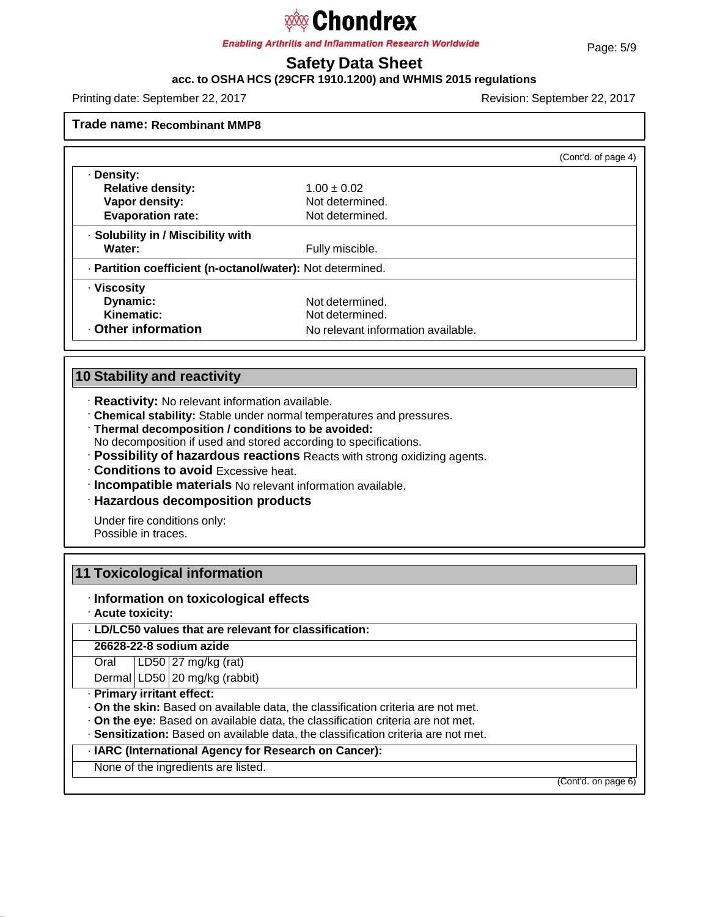**Trade name:** **Recombinant MMP8**

(Cont'd. of page 4)

| | |
|---|---|
| · **Density:** | |
| **Relative density:** | 1.00 ± 0.02 |
| **Vapor density:** | Not determined. |
| **Evaporation rate:** | Not determined. |
| · **Solubility in / Miscibility with** | |
| **Water:** | Fully miscible. |
| · **Partition coefficient (n-octanol/water):** | Not determined. |
| · **Viscosity** | |
| **Dynamic:** | Not determined. |
| **Kinematic:** | Not determined. |
| · **Other information** | No relevant information available. |

## 10 Stability and reactivity

· **Reactivity:** No relevant information available.
· **Chemical stability:** Stable under normal temperatures and pressures.
· **Thermal decomposition / conditions to be avoided:**
No decomposition if used and stored according to specifications.
· **Possibility of hazardous reactions** Reacts with strong oxidizing agents.
· **Conditions to avoid** Excessive heat.
· **Incompatible materials** No relevant information available.
· **Hazardous decomposition products**

Under fire conditions only:
Possible in traces.

## 11 Toxicological information

· **Information on toxicological effects**
· **Acute toxicity:**

| · **LD/LC50 values that are relevant for classification:** | | |
|---|---|---|
| **26628-22-8 sodium azide** | | |
| Oral | LD50 | 27 mg/kg (rat) |
| Dermal | LD50 | 20 mg/kg (rabbit) |

· **Primary irritant effect:**
· **On the skin:** Based on available data, the classification criteria are not met.
· **On the eye:** Based on available data, the classification criteria are not met.
· **Sensitization:** Based on available data, the classification criteria are not met.

| · **IARC (International Agency for Research on Cancer):** |
|---|
| None of the ingredients are listed. |

(Cont'd. on page 6)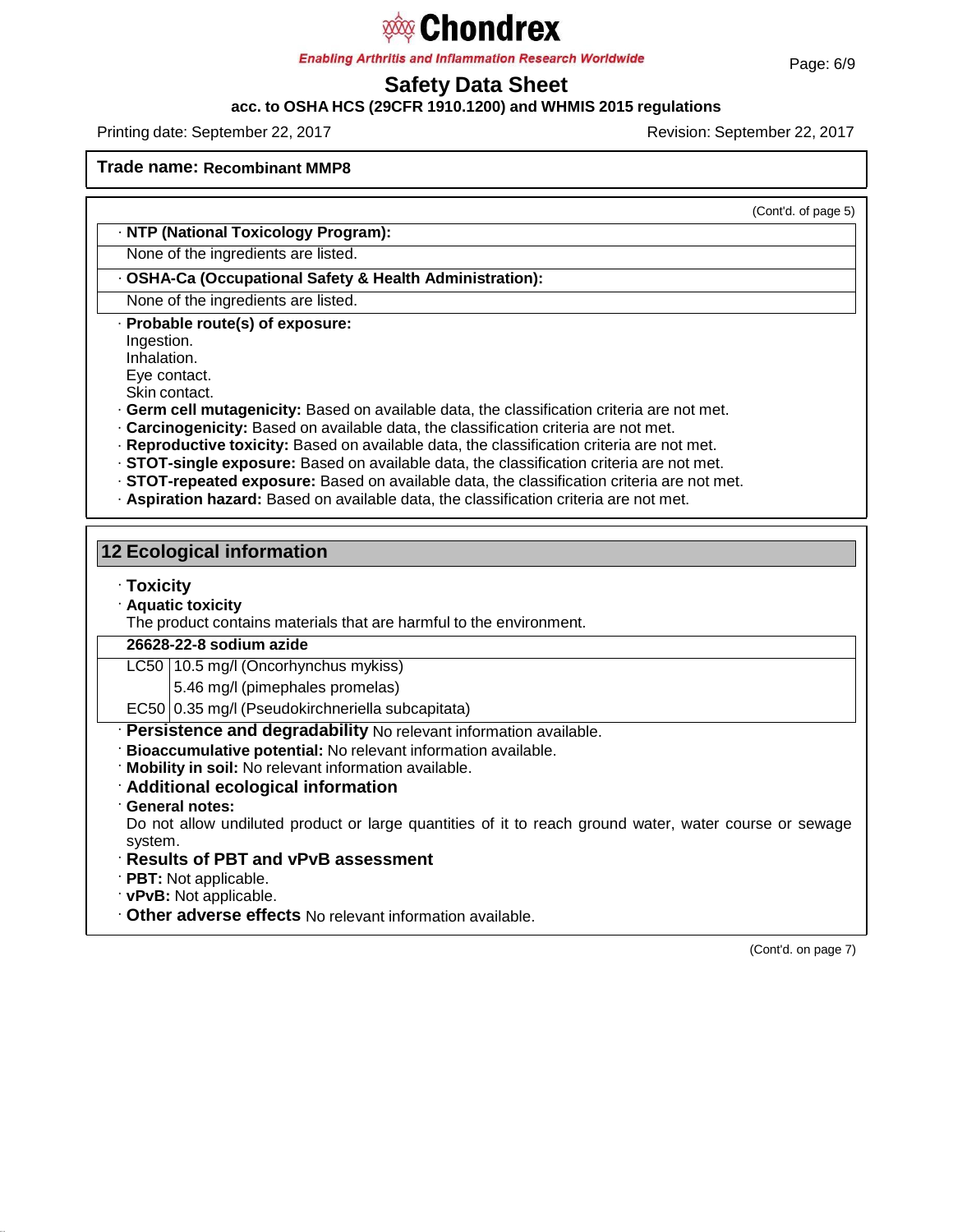**Trade name: Recombinant MMP8**

(Cont'd. of page 5)

· **NTP (National Toxicology Program):**

None of the ingredients are listed.

· **OSHA-Ca (Occupational Safety & Health Administration):**

None of the ingredients are listed.

· **Probable route(s) of exposure:**
Ingestion.
Inhalation.
Eye contact.
Skin contact.

· **Germ cell mutagenicity:** Based on available data, the classification criteria are not met.
· **Carcinogenicity:** Based on available data, the classification criteria are not met.
· **Reproductive toxicity:** Based on available data, the classification criteria are not met.
· **STOT-single exposure:** Based on available data, the classification criteria are not met.
· **STOT-repeated exposure:** Based on available data, the classification criteria are not met.
· **Aspiration hazard:** Based on available data, the classification criteria are not met.

## 12 Ecological information

· **Toxicity**
· **Aquatic toxicity**
The product contains materials that are harmful to the environment.

| **26628-22-8 sodium azide** | |
|---|---|
| LC50 | 10.5 mg/l (Oncorhynchus mykiss) |
| | 5.46 mg/l (pimephales promelas) |
| EC50 | 0.35 mg/l (Pseudokirchneriella subcapitata) |

· **Persistence and degradability** No relevant information available.
· **Bioaccumulative potential:** No relevant information available.
· **Mobility in soil:** No relevant information available.
· **Additional ecological information**
· **General notes:**
Do not allow undiluted product or large quantities of it to reach ground water, water course or sewage system.
· **Results of PBT and vPvB assessment**
· **PBT:** Not applicable.
· **vPvB:** Not applicable.
· **Other adverse effects** No relevant information available.

(Cont'd. on page 7)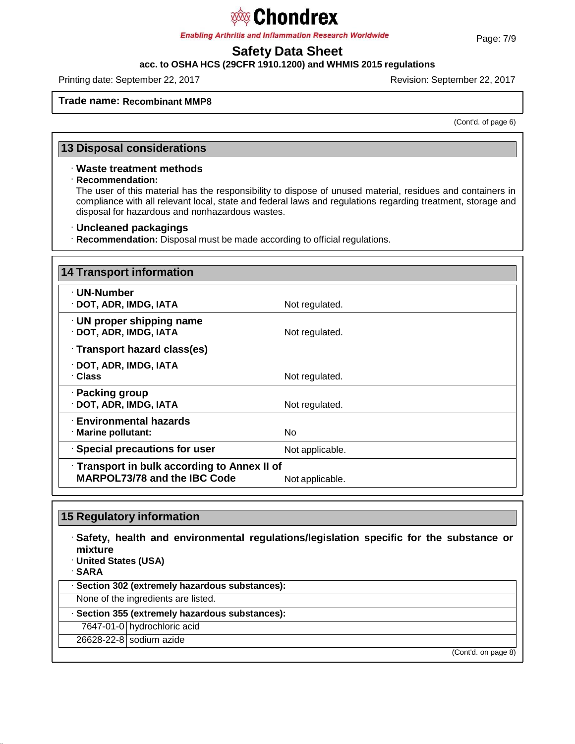**Trade name: Recombinant MMP8**

(Cont'd. of page 6)

## 13 Disposal considerations

· **Waste treatment methods**

· **Recommendation:**

The user of this material has the responsibility to dispose of unused material, residues and containers in compliance with all relevant local, state and federal laws and regulations regarding treatment, storage and disposal for hazardous and nonhazardous wastes.

· **Uncleaned packagings**

· **Recommendation:** Disposal must be made according to official regulations.

## 14 Transport information

| | |
|---|---|
| · **UN-Number** | |
| · **DOT, ADR, IMDG, IATA** | Not regulated. |
| · **UN proper shipping name** | |
| · **DOT, ADR, IMDG, IATA** | Not regulated. |
| · **Transport hazard class(es)** | |
| · **DOT, ADR, IMDG, IATA** | |
| · **Class** | Not regulated. |
| · **Packing group** | |
| · **DOT, ADR, IMDG, IATA** | Not regulated. |
| · **Environmental hazards** | |
| · **Marine pollutant:** | No |
| · **Special precautions for user** | Not applicable. |
| · **Transport in bulk according to Annex II of MARPOL73/78 and the IBC Code** | Not applicable. |

## 15 Regulatory information

· **Safety, health and environmental regulations/legislation specific for the substance or mixture**

· **United States (USA)**

· **SARA**

· **Section 302 (extremely hazardous substances):**

None of the ingredients are listed.

· **Section 355 (extremely hazardous substances):**

| | |
|---|---|
| 7647-01-0 | hydrochloric acid |
| 26628-22-8 | sodium azide |

(Cont'd. on page 8)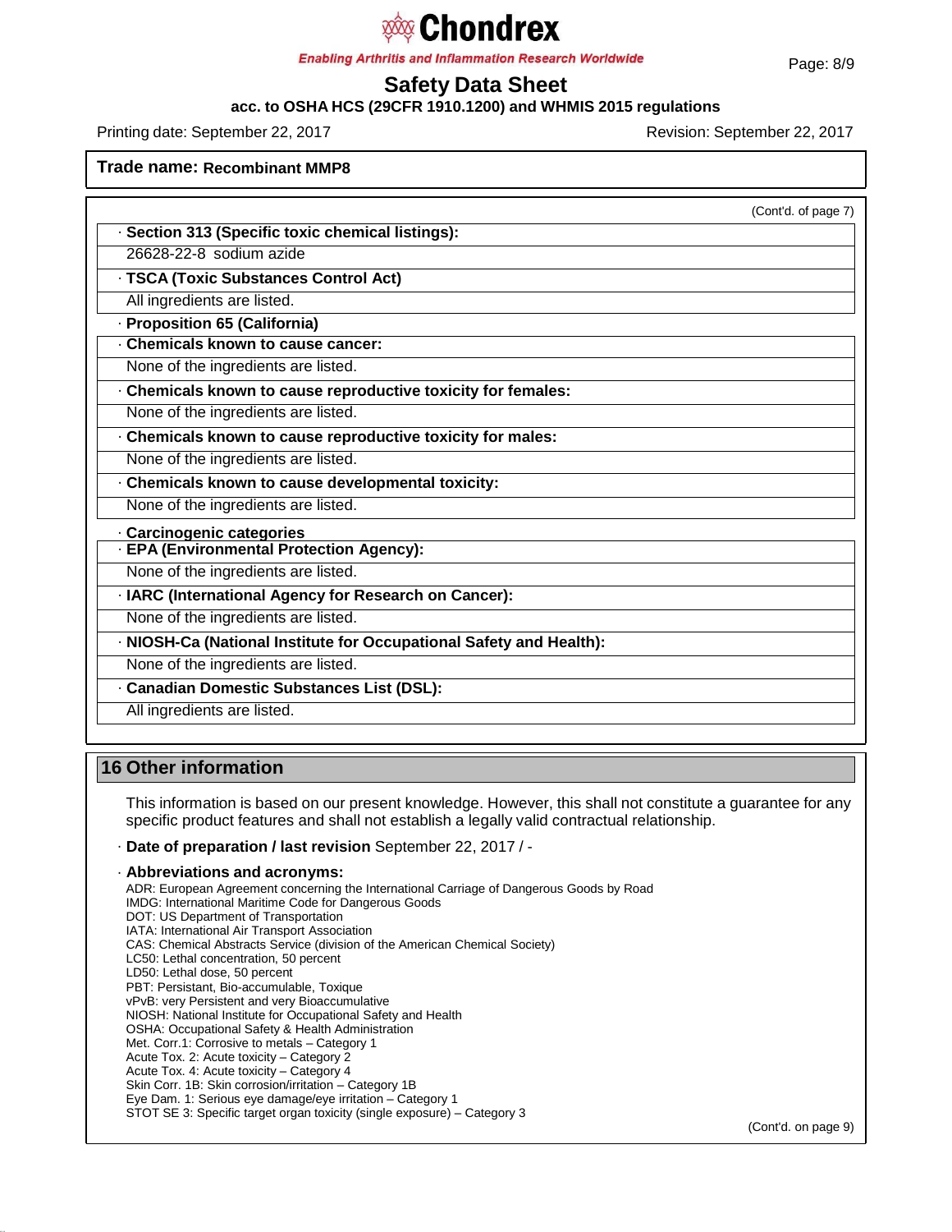**Trade name: Recombinant MMP8**

(Cont'd. of page 7)

· **Section 313 (Specific toxic chemical listings):**

26628-22-8 sodium azide

· **TSCA (Toxic Substances Control Act)**

All ingredients are listed.

· **Proposition 65 (California)**

· **Chemicals known to cause cancer:**

None of the ingredients are listed.

· **Chemicals known to cause reproductive toxicity for females:**

None of the ingredients are listed.

· **Chemicals known to cause reproductive toxicity for males:**

None of the ingredients are listed.

· **Chemicals known to cause developmental toxicity:**

None of the ingredients are listed.

· **Carcinogenic categories**

· **EPA (Environmental Protection Agency):**

None of the ingredients are listed.

· **IARC (International Agency for Research on Cancer):**

None of the ingredients are listed.

· **NIOSH-Ca (National Institute for Occupational Safety and Health):**

None of the ingredients are listed.

· **Canadian Domestic Substances List (DSL):**

All ingredients are listed.

## 16 Other information

This information is based on our present knowledge. However, this shall not constitute a guarantee for any specific product features and shall not establish a legally valid contractual relationship.

· **Date of preparation / last revision** September 22, 2017 / -

· **Abbreviations and acronyms:**

ADR: European Agreement concerning the International Carriage of Dangerous Goods by Road
IMDG: International Maritime Code for Dangerous Goods
DOT: US Department of Transportation
IATA: International Air Transport Association
CAS: Chemical Abstracts Service (division of the American Chemical Society)
LC50: Lethal concentration, 50 percent
LD50: Lethal dose, 50 percent
PBT: Persistant, Bio-accumulable, Toxique
vPvB: very Persistent and very Bioaccumulative
NIOSH: National Institute for Occupational Safety and Health
OSHA: Occupational Safety & Health Administration
Met. Corr.1: Corrosive to metals – Category 1
Acute Tox. 2: Acute toxicity – Category 2
Acute Tox. 4: Acute toxicity – Category 4
Skin Corr. 1B: Skin corrosion/irritation – Category 1B
Eye Dam. 1: Serious eye damage/eye irritation – Category 1
STOT SE 3: Specific target organ toxicity (single exposure) – Category 3

(Cont'd. on page 9)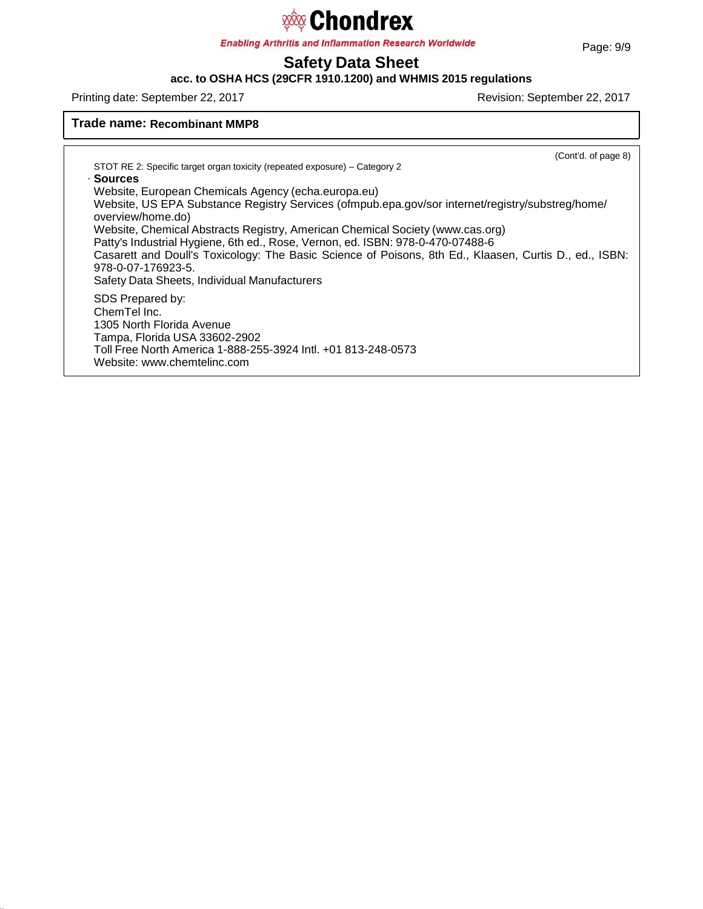(Cont'd. of page 8)

STOT RE 2: Specific target organ toxicity (repeated exposure) – Category 2

· **Sources**

Website, European Chemicals Agency (echa.europa.eu)
Website, US EPA Substance Registry Services (ofmpub.epa.gov/sor internet/registry/substreg/home/overview/home.do)
Website, Chemical Abstracts Registry, American Chemical Society (www.cas.org)
Patty's Industrial Hygiene, 6th ed., Rose, Vernon, ed. ISBN: 978-0-470-07488-6
Casarett and Doull's Toxicology: The Basic Science of Poisons, 8th Ed., Klaasen, Curtis D., ed., ISBN: 978-0-07-176923-5.
Safety Data Sheets, Individual Manufacturers

SDS Prepared by:
ChemTel Inc.
1305 North Florida Avenue
Tampa, Florida USA 33602-2902
Toll Free North America 1-888-255-3924 Intl. +01 813-248-0573
Website: www.chemtelinc.com